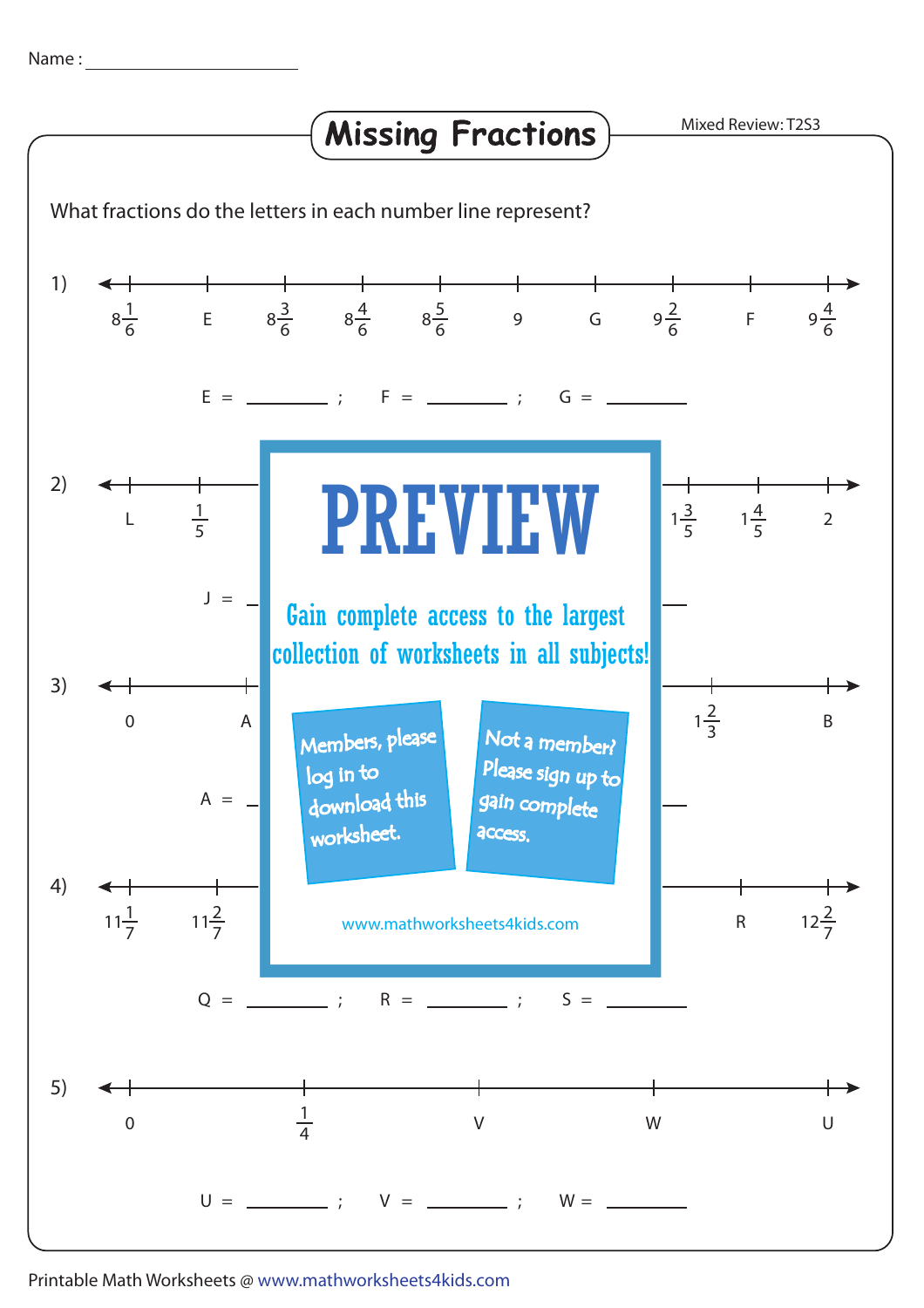Name : ____________________

# Missing Fractions

Mixed Review: T2S3

What fractions do the letters in each number line represent?

1) $8\frac{1}{6}$ &nbsp; E &nbsp; $8\frac{3}{6}$ &nbsp; $8\frac{4}{6}$ &nbsp; $8\frac{5}{6}$ &nbsp; 9 &nbsp; G &nbsp; $9\frac{2}{6}$ &nbsp; F &nbsp; $9\frac{4}{6}$

E = ________ ; F = ________ ; G = ________

2) L &nbsp; $\frac{1}{5}$ &nbsp; ... &nbsp; $1\frac{3}{5}$ &nbsp; $1\frac{4}{5}$ &nbsp; 2

J = ________

3) 0 &nbsp; A &nbsp; ... &nbsp; $1\frac{2}{3}$ &nbsp; B

A = ________

4) $11\frac{1}{7}$ &nbsp; $11\frac{2}{7}$ &nbsp; ... &nbsp; R &nbsp; $12\frac{2}{7}$

Q = ________ ; R = ________ ; S = ________

5) 0 &nbsp; $\frac{1}{4}$ &nbsp; V &nbsp; W &nbsp; U

U = ________ ; V = ________ ; W = ________

PREVIEW

Gain complete access to the largest collection of worksheets in all subjects!

Members, please log in to download this worksheet.

Not a member? Please sign up to gain complete access.

www.mathworksheets4kids.com

Printable Math Worksheets @ www.mathworksheets4kids.com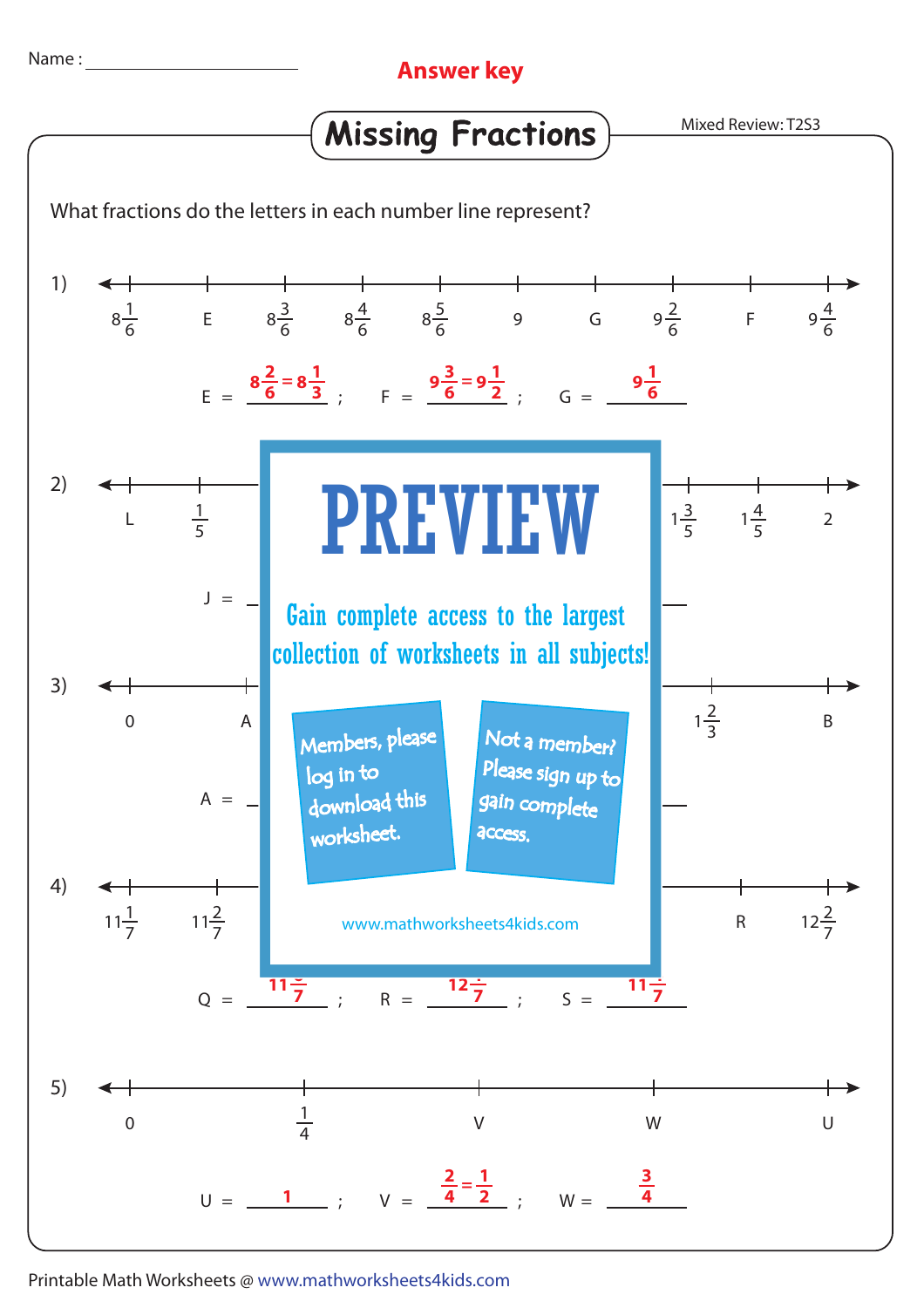Name : ____________________

**Answer key**

# Missing Fractions

Mixed Review: T2S3

What fractions do the letters in each number line represent?

1) $8\frac{1}{6}$ &nbsp; E &nbsp; $8\frac{3}{6}$ &nbsp; $8\frac{4}{6}$ &nbsp; $8\frac{5}{6}$ &nbsp; 9 &nbsp; G &nbsp; $9\frac{2}{6}$ &nbsp; F &nbsp; $9\frac{4}{6}$

E = $8\frac{2}{6} = 8\frac{1}{3}$ ; F = $9\frac{3}{6} = 9\frac{1}{2}$ ; G = $9\frac{1}{6}$

2) L &nbsp; $\frac{1}{5}$ &nbsp; ... &nbsp; $1\frac{3}{5}$ &nbsp; $1\frac{4}{5}$ &nbsp; 2

J = ____

3) 0 &nbsp; A &nbsp; ... &nbsp; $1\frac{2}{3}$ &nbsp; B

A = ____

4) $11\frac{1}{7}$ &nbsp; $11\frac{2}{7}$ &nbsp; ... &nbsp; R &nbsp; $12\frac{2}{7}$

Q = $11\frac{}{7}$ ; R = $12\frac{}{7}$ ; S = $11\frac{}{7}$

5) 0 &nbsp; $\frac{1}{4}$ &nbsp; V &nbsp; W &nbsp; U

U = 1 ; V = $\frac{2}{4} = \frac{1}{2}$ ; W = $\frac{3}{4}$

PREVIEW

Gain complete access to the largest collection of worksheets in all subjects!

Members, please log in to download this worksheet.

Not a member? Please sign up to gain complete access.

www.mathworksheets4kids.com

Printable Math Worksheets @ www.mathworksheets4kids.com